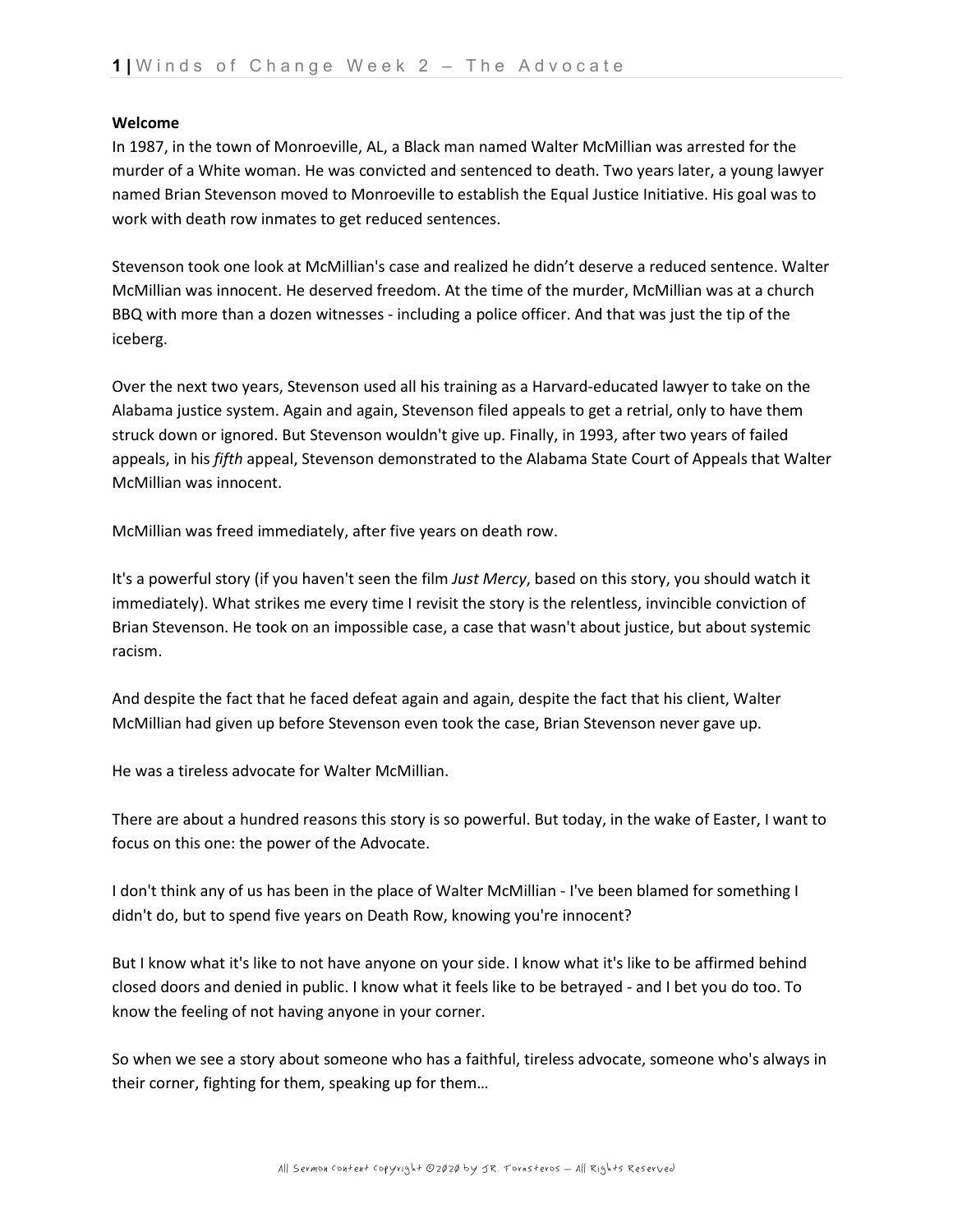**Welcome**

In 1987, in the town of Monroeville, AL, a Black man named Walter McMillian was arrested for the murder of a White woman. He was convicted and sentenced to death. Two years later, a young lawyer named Brian Stevenson moved to Monroeville to establish the Equal Justice Initiative. His goal was to work with death row inmates to get reduced sentences.

Stevenson took one look at McMillian's case and realized he didn't deserve a reduced sentence. Walter McMillian was innocent. He deserved freedom. At the time of the murder, McMillian was at a church BBQ with more than a dozen witnesses - including a police officer. And that was just the tip of the iceberg.

Over the next two years, Stevenson used all his training as a Harvard-educated lawyer to take on the Alabama justice system. Again and again, Stevenson filed appeals to get a retrial, only to have them struck down or ignored. But Stevenson wouldn't give up. Finally, in 1993, after two years of failed appeals, in his *fifth* appeal, Stevenson demonstrated to the Alabama State Court of Appeals that Walter McMillian was innocent.

McMillian was freed immediately, after five years on death row.

It's a powerful story (if you haven't seen the film *Just Mercy*, based on this story, you should watch it immediately). What strikes me every time I revisit the story is the relentless, invincible conviction of Brian Stevenson. He took on an impossible case, a case that wasn't about justice, but about systemic racism.

And despite the fact that he faced defeat again and again, despite the fact that his client, Walter McMillian had given up before Stevenson even took the case, Brian Stevenson never gave up.

He was a tireless advocate for Walter McMillian.

There are about a hundred reasons this story is so powerful. But today, in the wake of Easter, I want to focus on this one: the power of the Advocate.

I don't think any of us has been in the place of Walter McMillian - I've been blamed for something I didn't do, but to spend five years on Death Row, knowing you're innocent?

But I know what it's like to not have anyone on your side. I know what it's like to be affirmed behind closed doors and denied in public. I know what it feels like to be betrayed - and I bet you do too. To know the feeling of not having anyone in your corner.

So when we see a story about someone who has a faithful, tireless advocate, someone who's always in their corner, fighting for them, speaking up for them…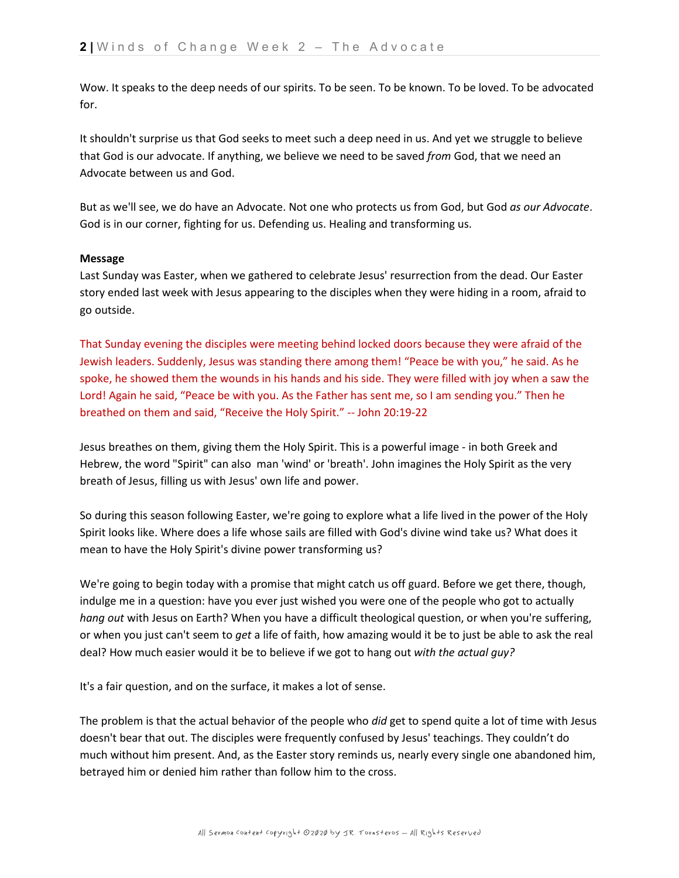Wow. It speaks to the deep needs of our spirits. To be seen. To be known. To be loved. To be advocated for.

It shouldn't surprise us that God seeks to meet such a deep need in us. And yet we struggle to believe that God is our advocate. If anything, we believe we need to be saved *from* God, that we need an Advocate between us and God.

But as we'll see, we do have an Advocate. Not one who protects us from God, but God *as our Advocate*. God is in our corner, fighting for us. Defending us. Healing and transforming us.

**Message**
Last Sunday was Easter, when we gathered to celebrate Jesus' resurrection from the dead. Our Easter story ended last week with Jesus appearing to the disciples when they were hiding in a room, afraid to go outside.

That Sunday evening the disciples were meeting behind locked doors because they were afraid of the Jewish leaders. Suddenly, Jesus was standing there among them! "Peace be with you," he said. As he spoke, he showed them the wounds in his hands and his side. They were filled with joy when a saw the Lord! Again he said, "Peace be with you. As the Father has sent me, so I am sending you." Then he breathed on them and said, "Receive the Holy Spirit." -- John 20:19-22

Jesus breathes on them, giving them the Holy Spirit. This is a powerful image - in both Greek and Hebrew, the word "Spirit" can also man 'wind' or 'breath'. John imagines the Holy Spirit as the very breath of Jesus, filling us with Jesus' own life and power.

So during this season following Easter, we're going to explore what a life lived in the power of the Holy Spirit looks like. Where does a life whose sails are filled with God's divine wind take us? What does it mean to have the Holy Spirit's divine power transforming us?

We're going to begin today with a promise that might catch us off guard. Before we get there, though, indulge me in a question: have you ever just wished you were one of the people who got to actually *hang out* with Jesus on Earth? When you have a difficult theological question, or when you're suffering, or when you just can't seem to *get* a life of faith, how amazing would it be to just be able to ask the real deal? How much easier would it be to believe if we got to hang out *with the actual guy?*

It's a fair question, and on the surface, it makes a lot of sense.

The problem is that the actual behavior of the people who *did* get to spend quite a lot of time with Jesus doesn't bear that out. The disciples were frequently confused by Jesus' teachings. They couldn't do much without him present. And, as the Easter story reminds us, nearly every single one abandoned him, betrayed him or denied him rather than follow him to the cross.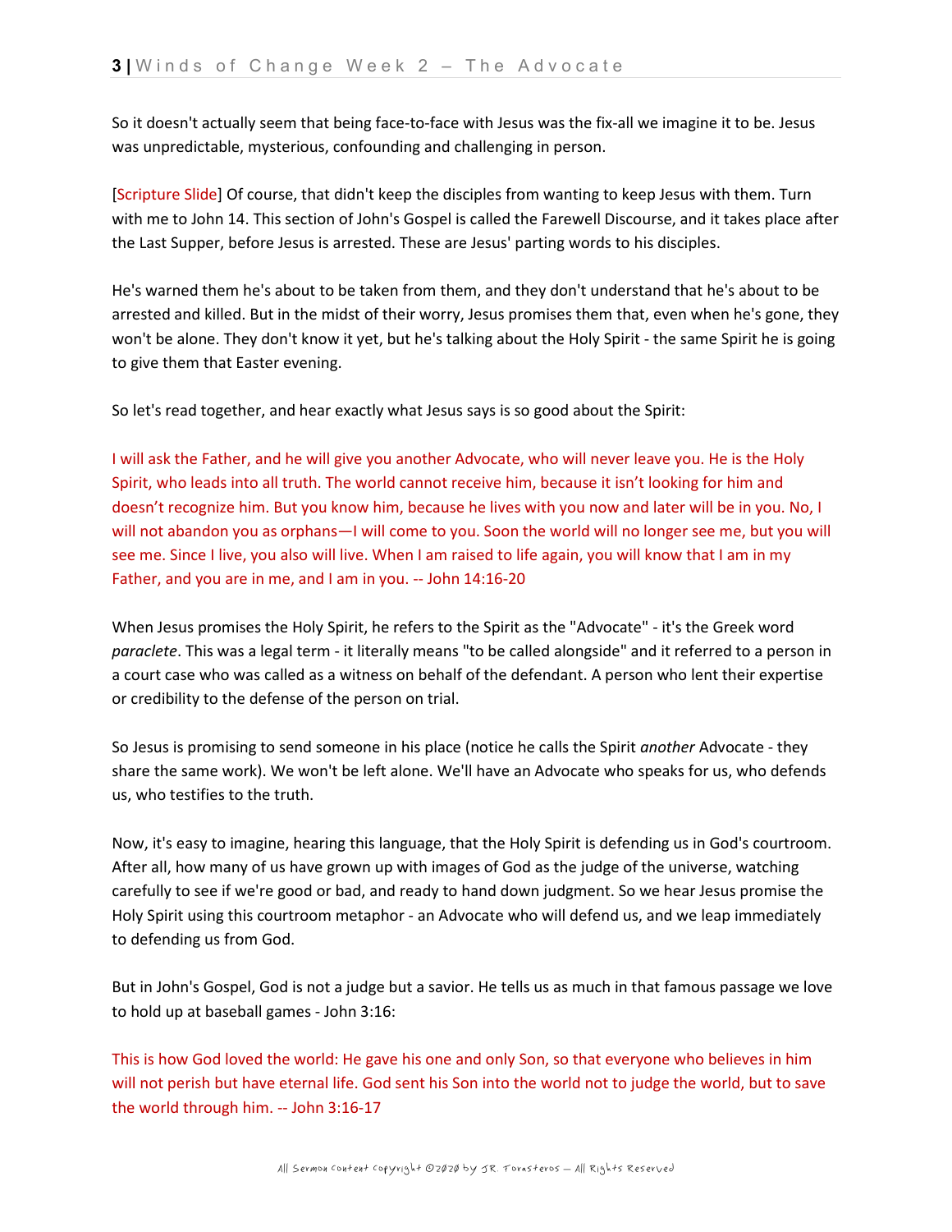So it doesn't actually seem that being face-to-face with Jesus was the fix-all we imagine it to be. Jesus was unpredictable, mysterious, confounding and challenging in person.

[Scripture Slide] Of course, that didn't keep the disciples from wanting to keep Jesus with them. Turn with me to John 14. This section of John's Gospel is called the Farewell Discourse, and it takes place after the Last Supper, before Jesus is arrested. These are Jesus' parting words to his disciples.

He's warned them he's about to be taken from them, and they don't understand that he's about to be arrested and killed. But in the midst of their worry, Jesus promises them that, even when he's gone, they won't be alone. They don't know it yet, but he's talking about the Holy Spirit - the same Spirit he is going to give them that Easter evening.

So let's read together, and hear exactly what Jesus says is so good about the Spirit:

I will ask the Father, and he will give you another Advocate, who will never leave you. He is the Holy Spirit, who leads into all truth. The world cannot receive him, because it isn't looking for him and doesn't recognize him. But you know him, because he lives with you now and later will be in you. No, I will not abandon you as orphans—I will come to you. Soon the world will no longer see me, but you will see me. Since I live, you also will live. When I am raised to life again, you will know that I am in my Father, and you are in me, and I am in you. -- John 14:16-20

When Jesus promises the Holy Spirit, he refers to the Spirit as the "Advocate" - it's the Greek word *paraclete*. This was a legal term - it literally means "to be called alongside" and it referred to a person in a court case who was called as a witness on behalf of the defendant. A person who lent their expertise or credibility to the defense of the person on trial.

So Jesus is promising to send someone in his place (notice he calls the Spirit *another* Advocate - they share the same work). We won't be left alone. We'll have an Advocate who speaks for us, who defends us, who testifies to the truth.

Now, it's easy to imagine, hearing this language, that the Holy Spirit is defending us in God's courtroom. After all, how many of us have grown up with images of God as the judge of the universe, watching carefully to see if we're good or bad, and ready to hand down judgment. So we hear Jesus promise the Holy Spirit using this courtroom metaphor - an Advocate who will defend us, and we leap immediately to defending us from God.

But in John's Gospel, God is not a judge but a savior. He tells us as much in that famous passage we love to hold up at baseball games - John 3:16:

This is how God loved the world: He gave his one and only Son, so that everyone who believes in him will not perish but have eternal life. God sent his Son into the world not to judge the world, but to save the world through him. -- John 3:16-17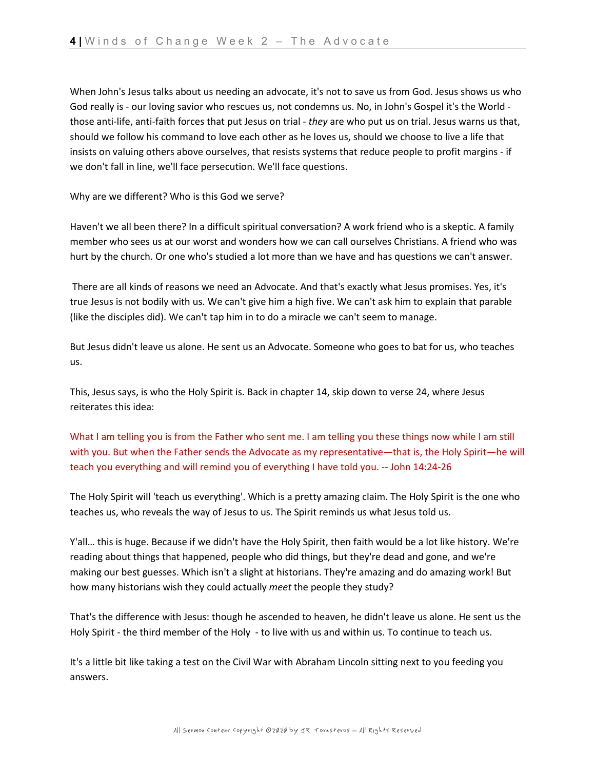When John's Jesus talks about us needing an advocate, it's not to save us from God. Jesus shows us who God really is - our loving savior who rescues us, not condemns us. No, in John's Gospel it's the World - those anti-life, anti-faith forces that put Jesus on trial - *they* are who put us on trial. Jesus warns us that, should we follow his command to love each other as he loves us, should we choose to live a life that insists on valuing others above ourselves, that resists systems that reduce people to profit margins - if we don't fall in line, we'll face persecution. We'll face questions.

Why are we different? Who is this God we serve?

Haven't we all been there? In a difficult spiritual conversation? A work friend who is a skeptic. A family member who sees us at our worst and wonders how we can call ourselves Christians. A friend who was hurt by the church. Or one who's studied a lot more than we have and has questions we can't answer.

There are all kinds of reasons we need an Advocate. And that's exactly what Jesus promises. Yes, it's true Jesus is not bodily with us. We can't give him a high five. We can't ask him to explain that parable (like the disciples did). We can't tap him in to do a miracle we can't seem to manage.

But Jesus didn't leave us alone. He sent us an Advocate. Someone who goes to bat for us, who teaches us.

This, Jesus says, is who the Holy Spirit is. Back in chapter 14, skip down to verse 24, where Jesus reiterates this idea:

What I am telling you is from the Father who sent me. I am telling you these things now while I am still with you. But when the Father sends the Advocate as my representative—that is, the Holy Spirit—he will teach you everything and will remind you of everything I have told you. -- John 14:24-26

The Holy Spirit will 'teach us everything'. Which is a pretty amazing claim. The Holy Spirit is the one who teaches us, who reveals the way of Jesus to us. The Spirit reminds us what Jesus told us.

Y'all… this is huge. Because if we didn't have the Holy Spirit, then faith would be a lot like history. We're reading about things that happened, people who did things, but they're dead and gone, and we're making our best guesses. Which isn't a slight at historians. They're amazing and do amazing work! But how many historians wish they could actually *meet* the people they study?

That's the difference with Jesus: though he ascended to heaven, he didn't leave us alone. He sent us the Holy Spirit - the third member of the Holy - to live with us and within us. To continue to teach us.

It's a little bit like taking a test on the Civil War with Abraham Lincoln sitting next to you feeding you answers.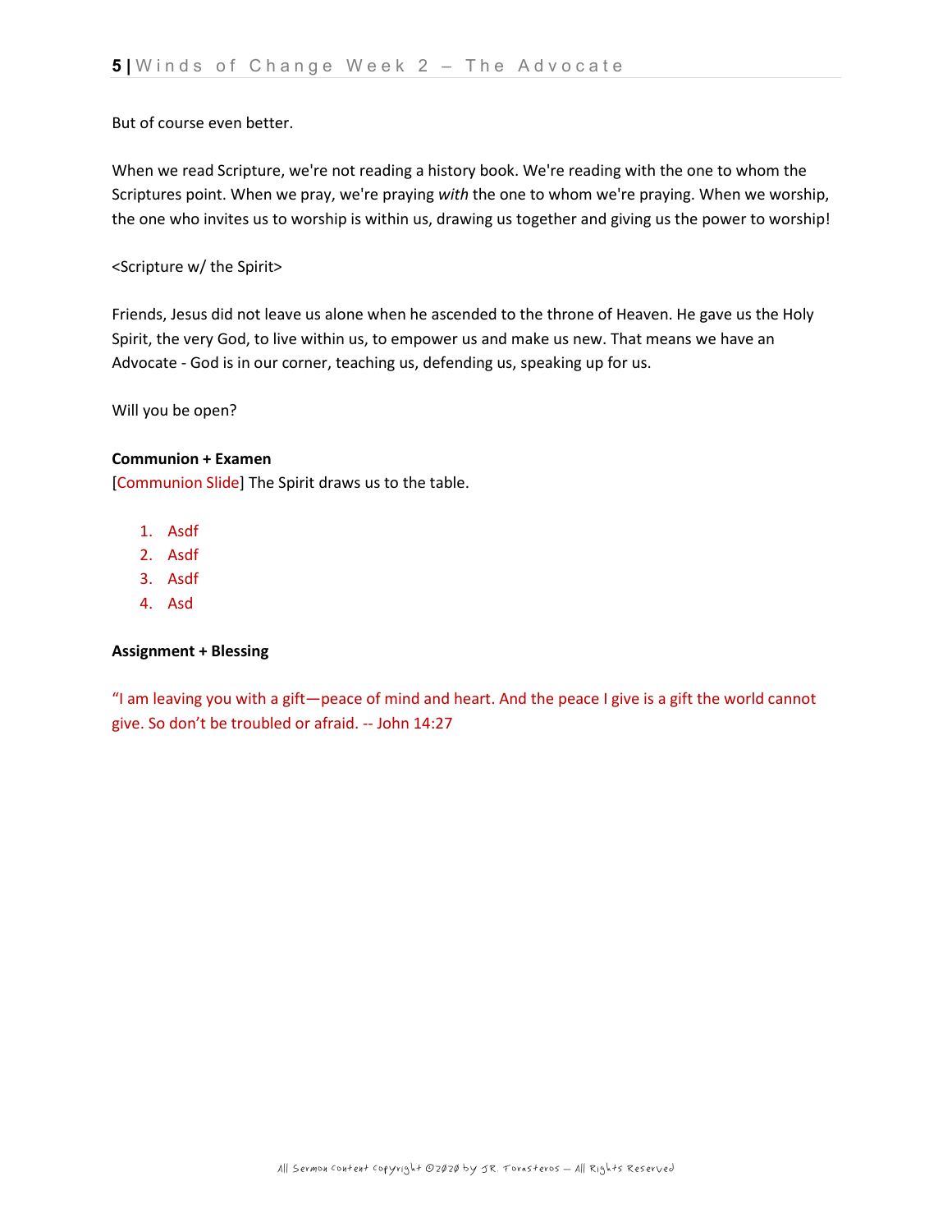But of course even better.

When we read Scripture, we're not reading a history book. We're reading with the one to whom the Scriptures point. When we pray, we're praying *with* the one to whom we're praying. When we worship, the one who invites us to worship is within us, drawing us together and giving us the power to worship!

<Scripture w/ the Spirit>

Friends, Jesus did not leave us alone when he ascended to the throne of Heaven. He gave us the Holy Spirit, the very God, to live within us, to empower us and make us new. That means we have an Advocate - God is in our corner, teaching us, defending us, speaking up for us.

Will you be open?

**Communion + Examen**

[Communion Slide] The Spirit draws us to the table.

1. Asdf
2. Asdf
3. Asdf
4. Asd

**Assignment + Blessing**

"I am leaving you with a gift—peace of mind and heart. And the peace I give is a gift the world cannot give. So don't be troubled or afraid. -- John 14:27

All Sermon Content Copyright ©2020 by JR. Forasteros – All Rights Reserved